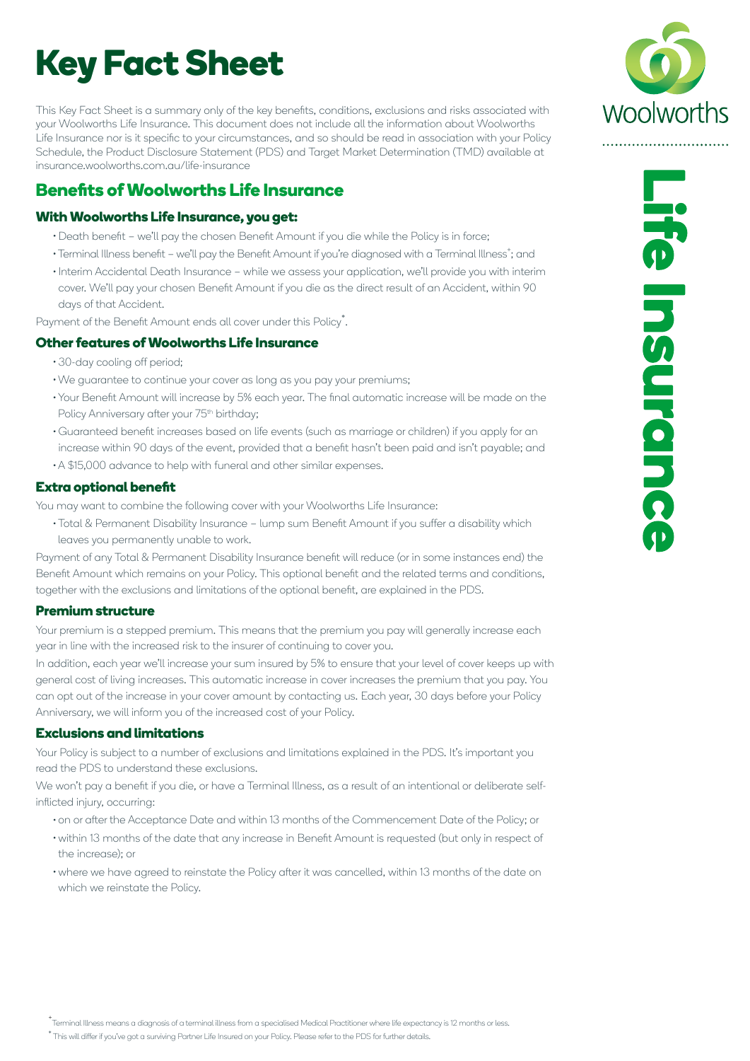# Key Fact Sheet

Woolworths

Life Insurance

This Key Fact Sheet is a summary only of the key benefits, conditions, exclusions and risks associated with your Woolworths Life Insurance. This document does not include all the information about Woolworths Life Insurance nor is it specific to your circumstances, and so should be read in association with your Policy Schedule, the Product Disclosure Statement (PDS) and Target Market Determination (TMD) available at insurance.woolworths.com.au/life-insurance

## Benefits of Woolworths Life Insurance

### With Woolworths Life Insurance, you get:

- Death benefit – we'll pay the chosen Benefit Amount if you die while the Policy is in force;
- Terminal Illness benefit – we'll pay the Benefit Amount if you're diagnosed with a Terminal Illness[+]; and
- Interim Accidental Death Insurance – while we assess your application, we'll provide you with interim cover. We'll pay your chosen Benefit Amount if you die as the direct result of an Accident, within 90 days of that Accident.

Payment of the Benefit Amount ends all cover under this Policy[*].

### Other features of Woolworths Life Insurance

- 30-day cooling off period;
- We guarantee to continue your cover as long as you pay your premiums;
- Your Benefit Amount will increase by 5% each year. The final automatic increase will be made on the Policy Anniversary after your 75th birthday;
- Guaranteed benefit increases based on life events (such as marriage or children) if you apply for an increase within 90 days of the event, provided that a benefit hasn't been paid and isn't payable; and
- A $15,000 advance to help with funeral and other similar expenses.

### Extra optional benefit

You may want to combine the following cover with your Woolworths Life Insurance:

- Total & Permanent Disability Insurance – lump sum Benefit Amount if you suffer a disability which leaves you permanently unable to work.

Payment of any Total & Permanent Disability Insurance benefit will reduce (or in some instances end) the Benefit Amount which remains on your Policy. This optional benefit and the related terms and conditions, together with the exclusions and limitations of the optional benefit, are explained in the PDS.

### Premium structure

Your premium is a stepped premium. This means that the premium you pay will generally increase each year in line with the increased risk to the insurer of continuing to cover you.

In addition, each year we'll increase your sum insured by 5% to ensure that your level of cover keeps up with general cost of living increases. This automatic increase in cover increases the premium that you pay. You can opt out of the increase in your cover amount by contacting us. Each year, 30 days before your Policy Anniversary, we will inform you of the increased cost of your Policy.

### Exclusions and limitations

Your Policy is subject to a number of exclusions and limitations explained in the PDS. It's important you read the PDS to understand these exclusions.

We won't pay a benefit if you die, or have a Terminal Illness, as a result of an intentional or deliberate self-inflicted injury, occurring:

- on or after the Acceptance Date and within 13 months of the Commencement Date of the Policy; or
- within 13 months of the date that any increase in Benefit Amount is requested (but only in respect of the increase); or
- where we have agreed to reinstate the Policy after it was cancelled, within 13 months of the date on which we reinstate the Policy.

[+] Terminal Illness means a diagnosis of a terminal illness from a specialised Medical Practitioner where life expectancy is 12 months or less.

[*] This will differ if you've got a surviving Partner Life Insured on your Policy. Please refer to the PDS for further details.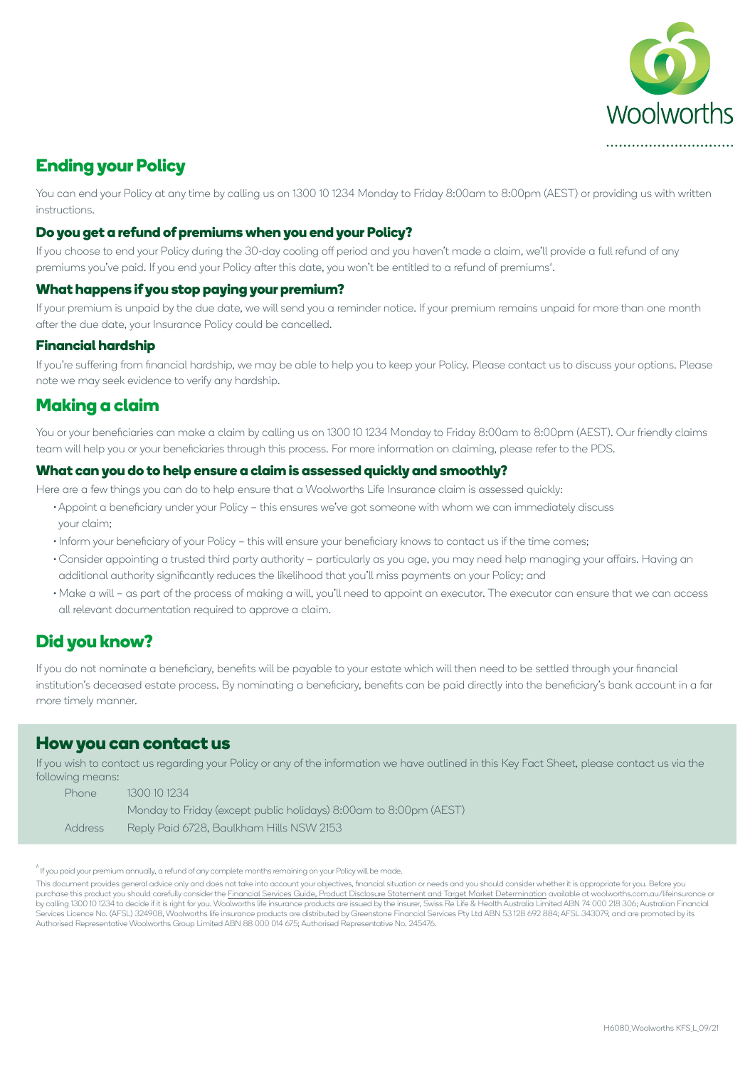## Ending your Policy

You can end your Policy at any time by calling us on 1300 10 1234 Monday to Friday 8:00am to 8:00pm (AEST) or providing us with written instructions.

### Do you get a refund of premiums when you end your Policy?

If you choose to end your Policy during the 30-day cooling off period and you haven't made a claim, we'll provide a full refund of any premiums you've paid. If you end your Policy after this date, you won't be entitled to a refund of premiums^.

### What happens if you stop paying your premium?

If your premium is unpaid by the due date, we will send you a reminder notice. If your premium remains unpaid for more than one month after the due date, your Insurance Policy could be cancelled.

### Financial hardship

If you're suffering from financial hardship, we may be able to help you to keep your Policy. Please contact us to discuss your options. Please note we may seek evidence to verify any hardship.

## Making a claim

You or your beneficiaries can make a claim by calling us on 1300 10 1234 Monday to Friday 8:00am to 8:00pm (AEST). Our friendly claims team will help you or your beneficiaries through this process. For more information on claiming, please refer to the PDS.

### What can you do to help ensure a claim is assessed quickly and smoothly?

Here are a few things you can do to help ensure that a Woolworths Life Insurance claim is assessed quickly:

- Appoint a beneficiary under your Policy – this ensures we've got someone with whom we can immediately discuss your claim;
- Inform your beneficiary of your Policy – this will ensure your beneficiary knows to contact us if the time comes;
- Consider appointing a trusted third party authority – particularly as you age, you may need help managing your affairs. Having an additional authority significantly reduces the likelihood that you'll miss payments on your Policy; and
- Make a will – as part of the process of making a will, you'll need to appoint an executor. The executor can ensure that we can access all relevant documentation required to approve a claim.

## Did you know?

If you do not nominate a beneficiary, benefits will be payable to your estate which will then need to be settled through your financial institution's deceased estate process. By nominating a beneficiary, benefits can be paid directly into the beneficiary's bank account in a far more timely manner.

## How you can contact us

If you wish to contact us regarding your Policy or any of the information we have outlined in this Key Fact Sheet, please contact us via the following means:

| | |
|---|---|
| Phone | 1300 10 1234 |
| | Monday to Friday (except public holidays) 8:00am to 8:00pm (AEST) |
| Address | Reply Paid 6728, Baulkham Hills NSW 2153 |

^ If you paid your premium annually, a refund of any complete months remaining on your Policy will be made.

This document provides general advice only and does not take into account your objectives, financial situation or needs and you should consider whether it is appropriate for you. Before you purchase this product you should carefully consider the Financial Services Guide, Product Disclosure Statement and Target Market Determination available at woolworths.com.au/lifeinsurance or by calling 1300 10 1234 to decide if it is right for you. Woolworths life insurance products are issued by the insurer, Swiss Re Life & Health Australia Limited ABN 74 000 218 306; Australian Financial Services Licence No. (AFSL) 324908. Woolworths life insurance products are distributed by Greenstone Financial Services Pty Ltd ABN 53 128 692 884; AFSL 343079, and are promoted by its Authorised Representative Woolworths Group Limited ABN 88 000 014 675; Authorised Representative No. 245476.

H6080_Woolworths KFS_L_09/21